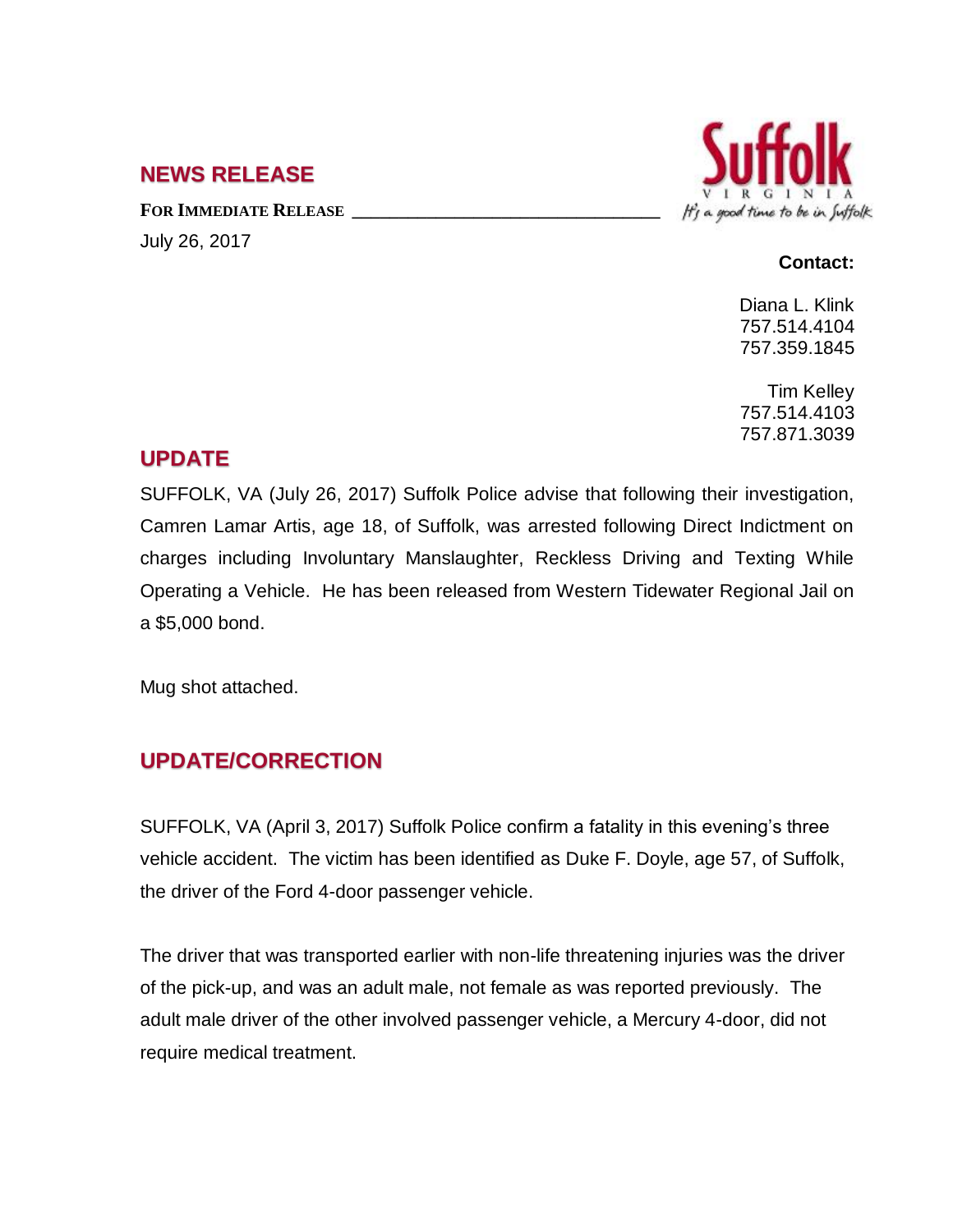## NEWS RELEASE

**FOR IMMEDIATE RELEASE** ________________________________

July 26, 2017

Suffolk
VIRGINIA
It's a good time to be in Suffolk

**Contact:**

Diana L. Klink
757.514.4104
757.359.1845

Tim Kelley
757.514.4103
757.871.3039

## UPDATE

SUFFOLK, VA (July 26, 2017) Suffolk Police advise that following their investigation, Camren Lamar Artis, age 18, of Suffolk, was arrested following Direct Indictment on charges including Involuntary Manslaughter, Reckless Driving and Texting While Operating a Vehicle. He has been released from Western Tidewater Regional Jail on a $5,000 bond.

Mug shot attached.

## UPDATE/CORRECTION

SUFFOLK, VA (April 3, 2017) Suffolk Police confirm a fatality in this evening's three vehicle accident. The victim has been identified as Duke F. Doyle, age 57, of Suffolk, the driver of the Ford 4-door passenger vehicle.

The driver that was transported earlier with non-life threatening injuries was the driver of the pick-up, and was an adult male, not female as was reported previously. The adult male driver of the other involved passenger vehicle, a Mercury 4-door, did not require medical treatment.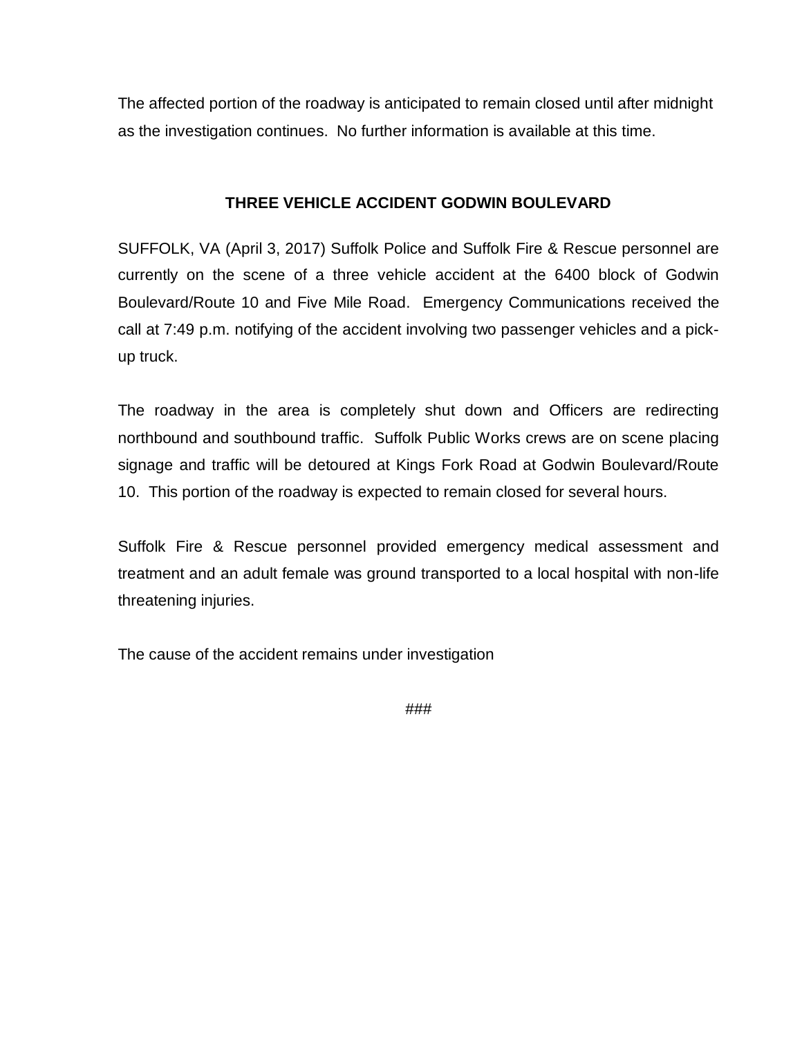The affected portion of the roadway is anticipated to remain closed until after midnight as the investigation continues.  No further information is available at this time.

## THREE VEHICLE ACCIDENT GODWIN BOULEVARD

SUFFOLK, VA (April 3, 2017) Suffolk Police and Suffolk Fire & Rescue personnel are currently on the scene of a three vehicle accident at the 6400 block of Godwin Boulevard/Route 10 and Five Mile Road.  Emergency Communications received the call at 7:49 p.m. notifying of the accident involving two passenger vehicles and a pick-up truck.

The roadway in the area is completely shut down and Officers are redirecting northbound and southbound traffic.  Suffolk Public Works crews are on scene placing signage and traffic will be detoured at Kings Fork Road at Godwin Boulevard/Route 10.  This portion of the roadway is expected to remain closed for several hours.

Suffolk Fire & Rescue personnel provided emergency medical assessment and treatment and an adult female was ground transported to a local hospital with non-life threatening injuries.

The cause of the accident remains under investigation

###